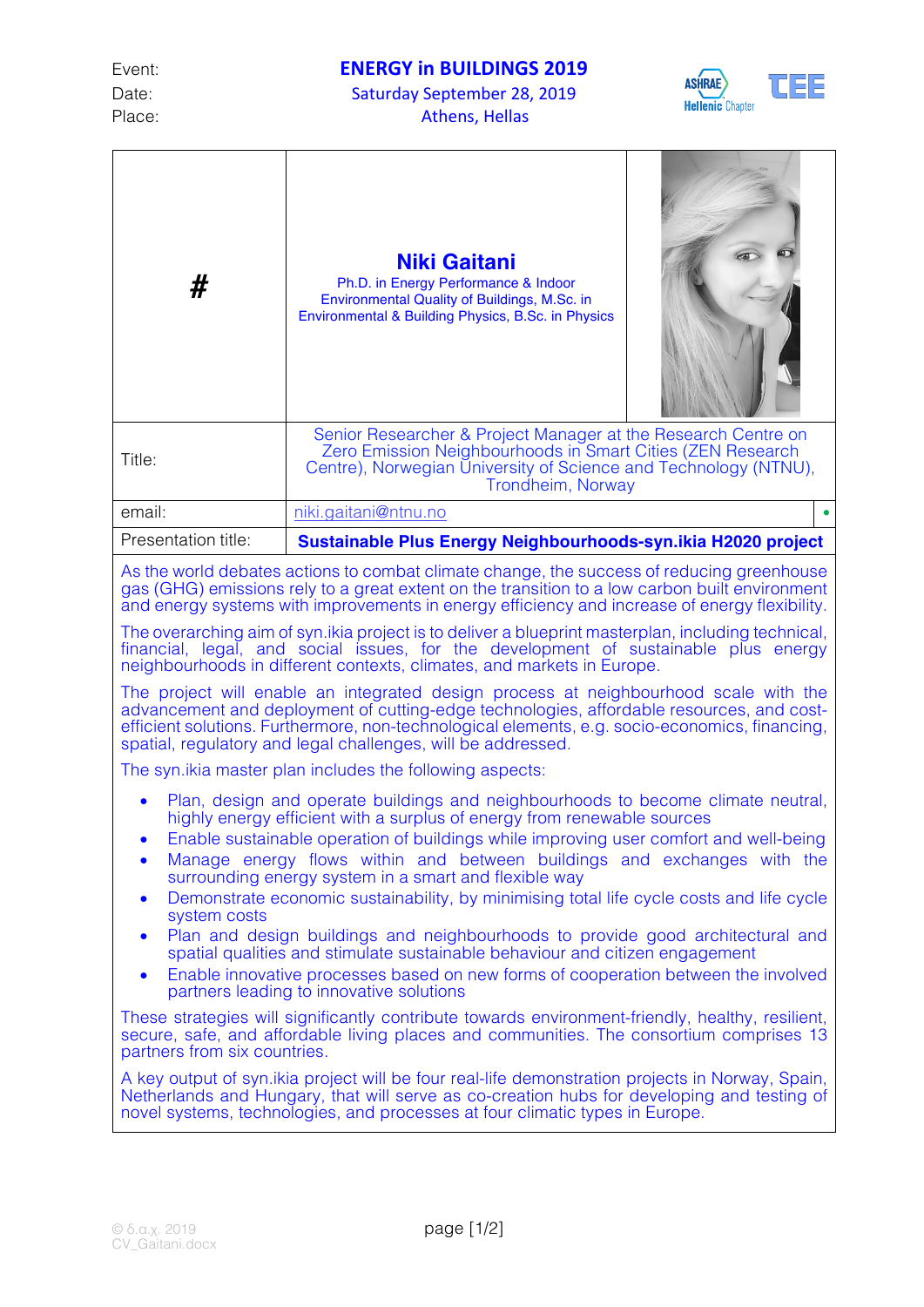| Event: | ENERGY in BUILDINGS 2019 |
|---|---|
| Date: | Saturday September 28, 2019 |
| Place: | Athens, Hellas |

| # | **Niki Gaitani**<br>Ph.D. in Energy Performance & Indoor Environmental Quality of Buildings, M.Sc. in Environmental & Building Physics, B.Sc. in Physics |
|---|---|
| Title: | Senior Researcher & Project Manager at the Research Centre on Zero Emission Neighbourhoods in Smart Cities (ZEN Research Centre), Norwegian University of Science and Technology (NTNU), Trondheim, Norway |
| email: | niki.gaitani@ntnu.no |
| Presentation title: | **Sustainable Plus Energy Neighbourhoods-syn.ikia H2020 project** |

As the world debates actions to combat climate change, the success of reducing greenhouse gas (GHG) emissions rely to a great extent on the transition to a low carbon built environment and energy systems with improvements in energy efficiency and increase of energy flexibility.

The overarching aim of syn.ikia project is to deliver a blueprint masterplan, including technical, financial, legal, and social issues, for the development of sustainable plus energy neighbourhoods in different contexts, climates, and markets in Europe.

The project will enable an integrated design process at neighbourhood scale with the advancement and deployment of cutting-edge technologies, affordable resources, and cost-efficient solutions. Furthermore, non-technological elements, e.g. socio-economics, financing, spatial, regulatory and legal challenges, will be addressed.

The syn.ikia master plan includes the following aspects:

- Plan, design and operate buildings and neighbourhoods to become climate neutral, highly energy efficient with a surplus of energy from renewable sources
- Enable sustainable operation of buildings while improving user comfort and well-being
- Manage energy flows within and between buildings and exchanges with the surrounding energy system in a smart and flexible way
- Demonstrate economic sustainability, by minimising total life cycle costs and life cycle system costs
- Plan and design buildings and neighbourhoods to provide good architectural and spatial qualities and stimulate sustainable behaviour and citizen engagement
- Enable innovative processes based on new forms of cooperation between the involved partners leading to innovative solutions

These strategies will significantly contribute towards environment-friendly, healthy, resilient, secure, safe, and affordable living places and communities. The consortium comprises 13 partners from six countries.

A key output of syn.ikia project will be four real-life demonstration projects in Norway, Spain, Netherlands and Hungary, that will serve as co-creation hubs for developing and testing of novel systems, technologies, and processes at four climatic types in Europe.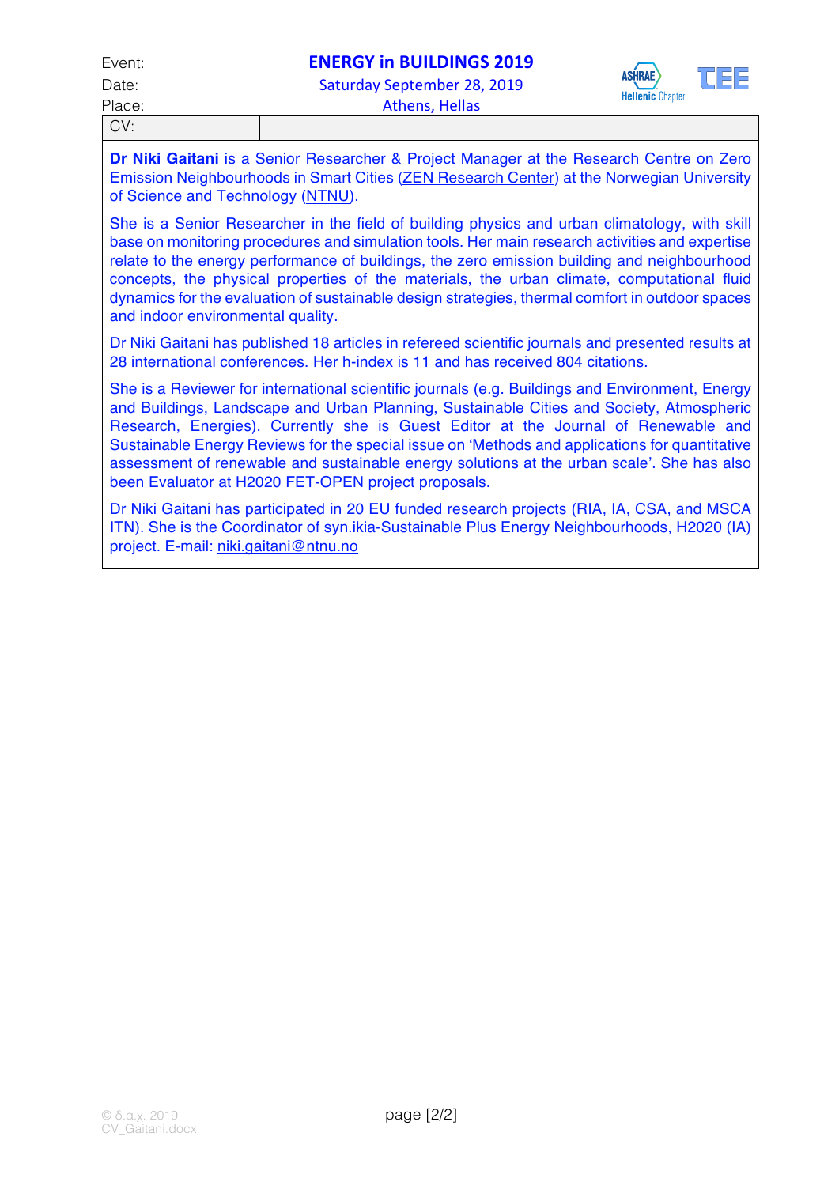| Event: | ENERGY in BUILDINGS 2019 |
|---|---|
| Date: | Saturday September 28, 2019 |
| Place: | Athens, Hellas |
| CV: | |

**Dr Niki Gaitani** is a Senior Researcher & Project Manager at the Research Centre on Zero Emission Neighbourhoods in Smart Cities (ZEN Research Center) at the Norwegian University of Science and Technology (NTNU).

She is a Senior Researcher in the field of building physics and urban climatology, with skill base on monitoring procedures and simulation tools. Her main research activities and expertise relate to the energy performance of buildings, the zero emission building and neighbourhood concepts, the physical properties of the materials, the urban climate, computational fluid dynamics for the evaluation of sustainable design strategies, thermal comfort in outdoor spaces and indoor environmental quality.

Dr Niki Gaitani has published 18 articles in refereed scientific journals and presented results at 28 international conferences. Her h-index is 11 and has received 804 citations.

She is a Reviewer for international scientific journals (e.g. Buildings and Environment, Energy and Buildings, Landscape and Urban Planning, Sustainable Cities and Society, Atmospheric Research, Energies). Currently she is Guest Editor at the Journal of Renewable and Sustainable Energy Reviews for the special issue on 'Methods and applications for quantitative assessment of renewable and sustainable energy solutions at the urban scale'. She has also been Evaluator at H2020 FET-OPEN project proposals.

Dr Niki Gaitani has participated in 20 EU funded research projects (RIA, IA, CSA, and MSCA ITN). She is the Coordinator of syn.ikia-Sustainable Plus Energy Neighbourhoods, H2020 (IA) project. E-mail: niki.gaitani@ntnu.no

© δ.α.χ. 2019
CV_Gaitani.docx